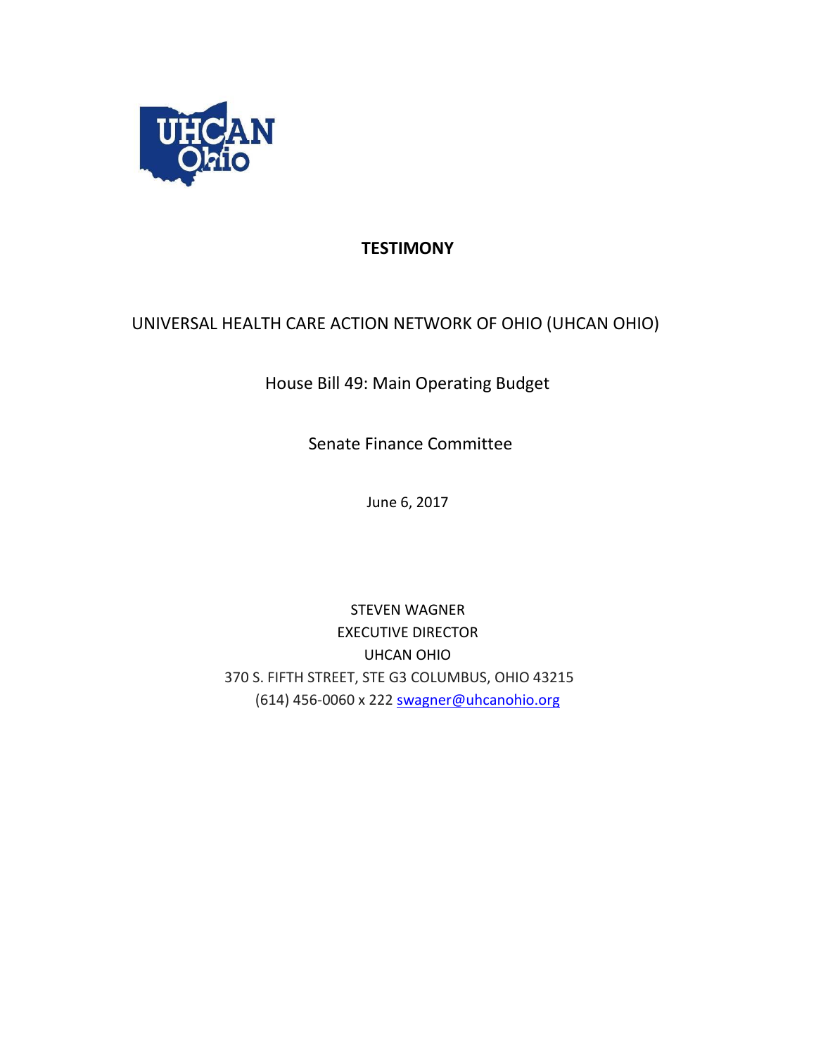UHCAN Ohio

# TESTIMONY

UNIVERSAL HEALTH CARE ACTION NETWORK OF OHIO (UHCAN OHIO)

House Bill 49: Main Operating Budget

Senate Finance Committee

June 6, 2017

STEVEN WAGNER
EXECUTIVE DIRECTOR
UHCAN OHIO
370 S. FIFTH STREET, STE G3 COLUMBUS, OHIO 43215
(614) 456-0060 x 222 swagner@uhcanohio.org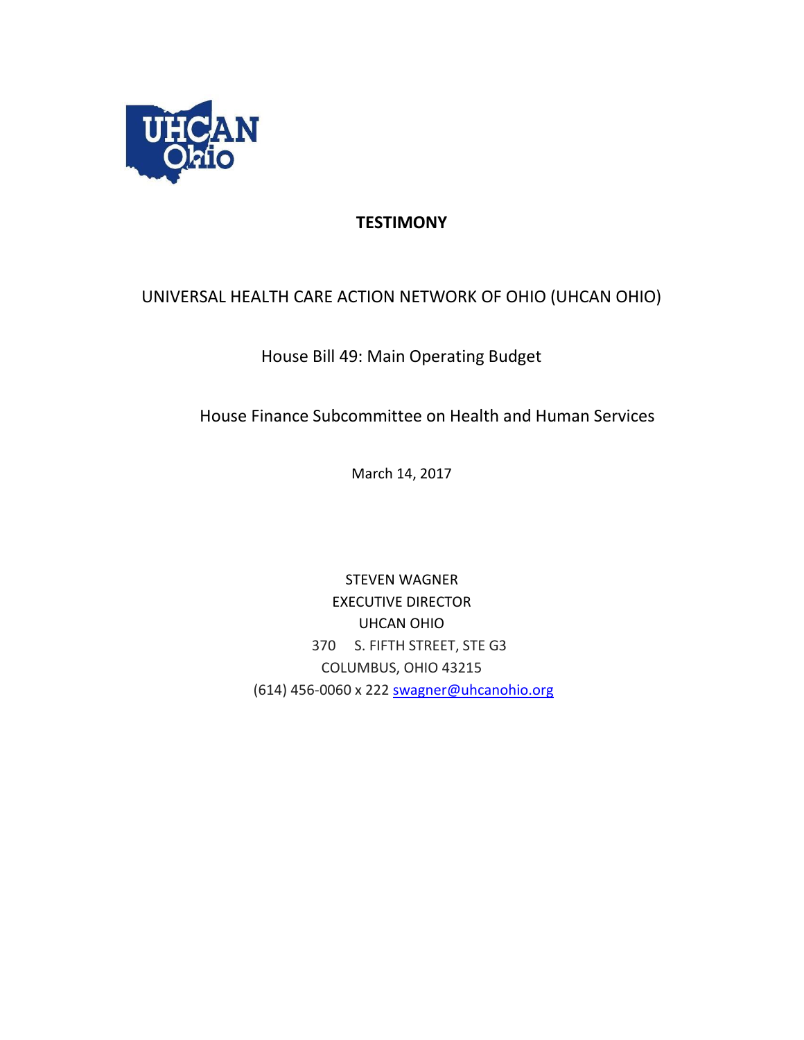**TESTIMONY**

UNIVERSAL HEALTH CARE ACTION NETWORK OF OHIO (UHCAN OHIO)

House Bill 49: Main Operating Budget

House Finance Subcommittee on Health and Human Services

March 14, 2017

STEVEN WAGNER
EXECUTIVE DIRECTOR
UHCAN OHIO
370 S. FIFTH STREET, STE G3
COLUMBUS, OHIO 43215
(614) 456-0060 x 222 swagner@uhcanohio.org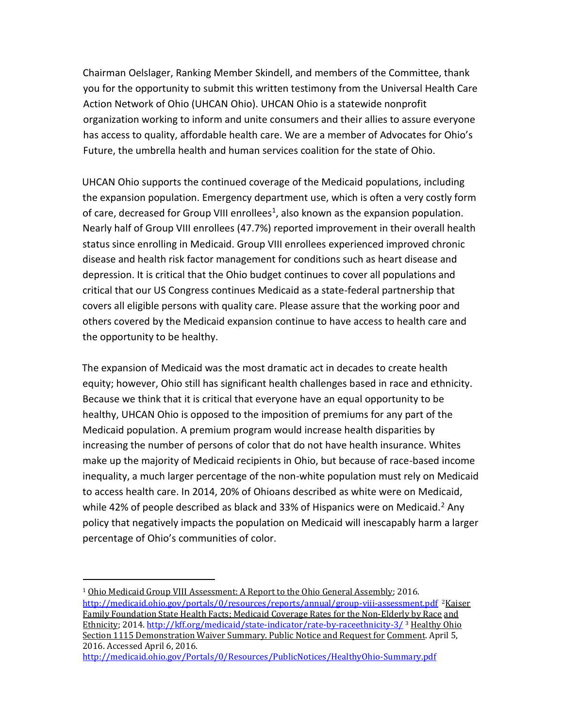Chairman Oelslager, Ranking Member Skindell, and members of the Committee, thank you for the opportunity to submit this written testimony from the Universal Health Care Action Network of Ohio (UHCAN Ohio). UHCAN Ohio is a statewide nonprofit organization working to inform and unite consumers and their allies to assure everyone has access to quality, affordable health care. We are a member of Advocates for Ohio's Future, the umbrella health and human services coalition for the state of Ohio.

UHCAN Ohio supports the continued coverage of the Medicaid populations, including the expansion population. Emergency department use, which is often a very costly form of care, decreased for Group VIII enrollees[1], also known as the expansion population. Nearly half of Group VIII enrollees (47.7%) reported improvement in their overall health status since enrolling in Medicaid. Group VIII enrollees experienced improved chronic disease and health risk factor management for conditions such as heart disease and depression. It is critical that the Ohio budget continues to cover all populations and critical that our US Congress continues Medicaid as a state-federal partnership that covers all eligible persons with quality care. Please assure that the working poor and others covered by the Medicaid expansion continue to have access to health care and the opportunity to be healthy.

The expansion of Medicaid was the most dramatic act in decades to create health equity; however, Ohio still has significant health challenges based in race and ethnicity. Because we think that it is critical that everyone have an equal opportunity to be healthy, UHCAN Ohio is opposed to the imposition of premiums for any part of the Medicaid population. A premium program would increase health disparities by increasing the number of persons of color that do not have health insurance. Whites make up the majority of Medicaid recipients in Ohio, but because of race-based income inequality, a much larger percentage of the non-white population must rely on Medicaid to access health care. In 2014, 20% of Ohioans described as white were on Medicaid, while 42% of people described as black and 33% of Hispanics were on Medicaid.[2] Any policy that negatively impacts the population on Medicaid will inescapably harm a larger percentage of Ohio's communities of color.

---

[1] Ohio Medicaid Group VIII Assessment: A Report to the Ohio General Assembly; 2016. http://medicaid.ohio.gov/portals/0/resources/reports/annual/group-viii-assessment.pdf [2] Kaiser Family Foundation State Health Facts; Medicaid Coverage Rates for the Non-Elderly by Race and Ethnicity; 2014. http://kff.org/medicaid/state-indicator/rate-by-raceethnicity-3/ [3] Healthy Ohio Section 1115 Demonstration Waiver Summary. Public Notice and Request for Comment. April 5, 2016. Accessed April 6, 2016. http://medicaid.ohio.gov/Portals/0/Resources/PublicNotices/HealthyOhio-Summary.pdf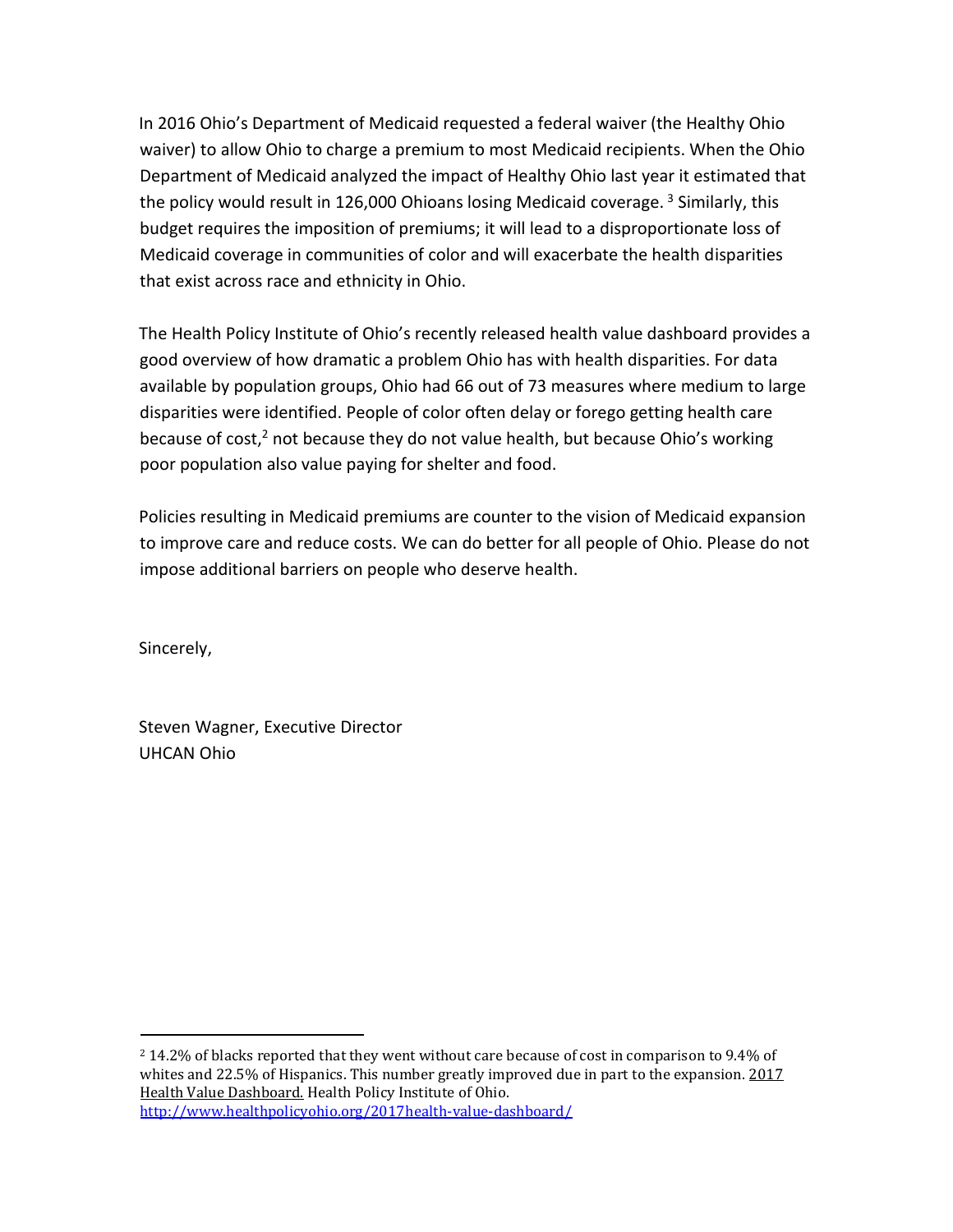In 2016 Ohio's Department of Medicaid requested a federal waiver (the Healthy Ohio waiver) to allow Ohio to charge a premium to most Medicaid recipients. When the Ohio Department of Medicaid analyzed the impact of Healthy Ohio last year it estimated that the policy would result in 126,000 Ohioans losing Medicaid coverage. [3] Similarly, this budget requires the imposition of premiums; it will lead to a disproportionate loss of Medicaid coverage in communities of color and will exacerbate the health disparities that exist across race and ethnicity in Ohio.

The Health Policy Institute of Ohio's recently released health value dashboard provides a good overview of how dramatic a problem Ohio has with health disparities. For data available by population groups, Ohio had 66 out of 73 measures where medium to large disparities were identified. People of color often delay or forego getting health care because of cost,[2] not because they do not value health, but because Ohio's working poor population also value paying for shelter and food.

Policies resulting in Medicaid premiums are counter to the vision of Medicaid expansion to improve care and reduce costs. We can do better for all people of Ohio. Please do not impose additional barriers on people who deserve health.

Sincerely,

Steven Wagner, Executive Director
UHCAN Ohio

---

[2] 14.2% of blacks reported that they went without care because of cost in comparison to 9.4% of whites and 22.5% of Hispanics. This number greatly improved due in part to the expansion. 2017 Health Value Dashboard. Health Policy Institute of Ohio. http://www.healthpolicyohio.org/2017health-value-dashboard/